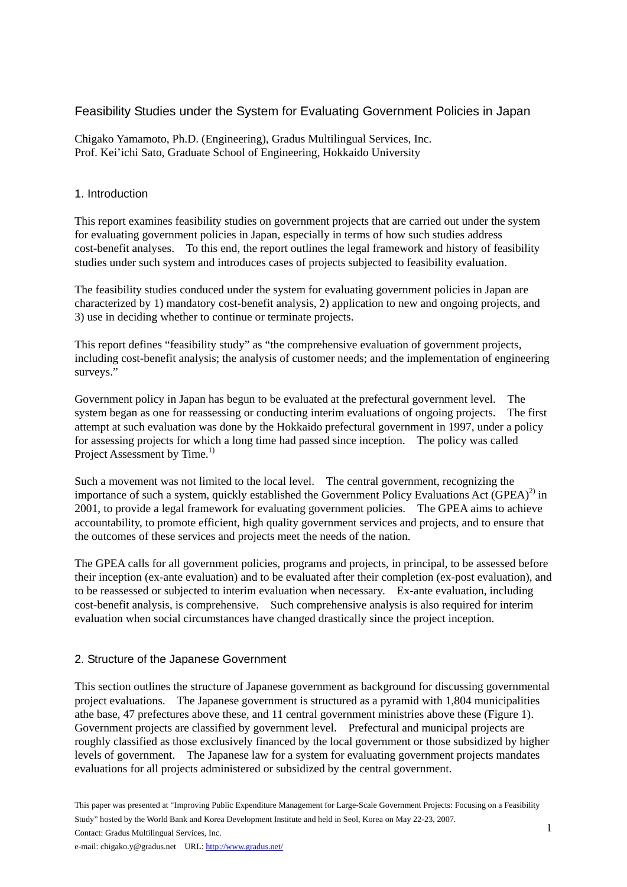# Feasibility Studies under the System for Evaluating Government Policies in Japan

Chigako Yamamoto, Ph.D. (Engineering), Gradus Multilingual Services, Inc.
Prof. Kei'ichi Sato, Graduate School of Engineering, Hokkaido University

## 1. Introduction

This report examines feasibility studies on government projects that are carried out under the system for evaluating government policies in Japan, especially in terms of how such studies address cost-benefit analyses. To this end, the report outlines the legal framework and history of feasibility studies under such system and introduces cases of projects subjected to feasibility evaluation.

The feasibility studies conduced under the system for evaluating government policies in Japan are characterized by 1) mandatory cost-benefit analysis, 2) application to new and ongoing projects, and 3) use in deciding whether to continue or terminate projects.

This report defines "feasibility study" as "the comprehensive evaluation of government projects, including cost-benefit analysis; the analysis of customer needs; and the implementation of engineering surveys."

Government policy in Japan has begun to be evaluated at the prefectural government level. The system began as one for reassessing or conducting interim evaluations of ongoing projects. The first attempt at such evaluation was done by the Hokkaido prefectural government in 1997, under a policy for assessing projects for which a long time had passed since inception. The policy was called Project Assessment by Time.[1)]

Such a movement was not limited to the local level. The central government, recognizing the importance of such a system, quickly established the Government Policy Evaluations Act (GPEA)[2)] in 2001, to provide a legal framework for evaluating government policies. The GPEA aims to achieve accountability, to promote efficient, high quality government services and projects, and to ensure that the outcomes of these services and projects meet the needs of the nation.

The GPEA calls for all government policies, programs and projects, in principal, to be assessed before their inception (ex-ante evaluation) and to be evaluated after their completion (ex-post evaluation), and to be reassessed or subjected to interim evaluation when necessary. Ex-ante evaluation, including cost-benefit analysis, is comprehensive. Such comprehensive analysis is also required for interim evaluation when social circumstances have changed drastically since the project inception.

## 2. Structure of the Japanese Government

This section outlines the structure of Japanese government as background for discussing governmental project evaluations. The Japanese government is structured as a pyramid with 1,804 municipalities athe base, 47 prefectures above these, and 11 central government ministries above these (Figure 1). Government projects are classified by government level. Prefectural and municipal projects are roughly classified as those exclusively financed by the local government or those subsidized by higher levels of government. The Japanese law for a system for evaluating government projects mandates evaluations for all projects administered or subsidized by the central government.

This paper was presented at "Improving Public Expenditure Management for Large-Scale Government Projects: Focusing on a Feasibility Study" hosted by the World Bank and Korea Development Institute and held in Seol, Korea on May 22-23, 2007.
Contact: Gradus Multilingual Services, Inc.
e-mail: chigako.y@gradus.net URL: http://www.gradus.net/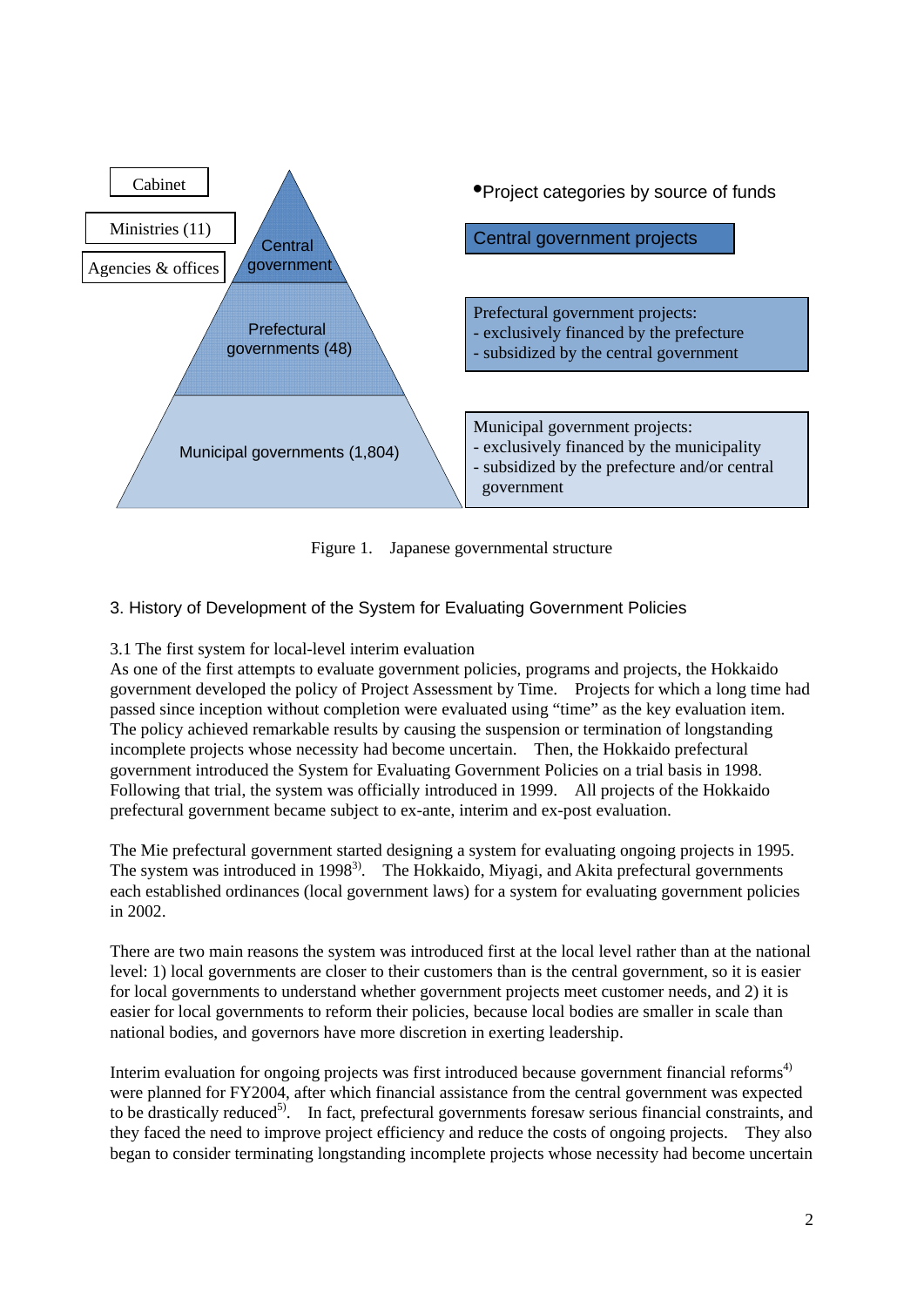Cabinet

Ministries (11)

Agencies & offices

Central government

Prefectural governments (48)

Municipal governments (1,804)

• Project categories by source of funds

Central government projects

Prefectural government projects:
- exclusively financed by the prefecture
- subsidized by the central government

Municipal government projects:
- exclusively financed by the municipality
- subsidized by the prefecture and/or central government

Figure 1. Japanese governmental structure

## 3. History of Development of the System for Evaluating Government Policies

### 3.1 The first system for local-level interim evaluation

As one of the first attempts to evaluate government policies, programs and projects, the Hokkaido government developed the policy of Project Assessment by Time. Projects for which a long time had passed since inception without completion were evaluated using "time" as the key evaluation item. The policy achieved remarkable results by causing the suspension or termination of longstanding incomplete projects whose necessity had become uncertain. Then, the Hokkaido prefectural government introduced the System for Evaluating Government Policies on a trial basis in 1998. Following that trial, the system was officially introduced in 1999. All projects of the Hokkaido prefectural government became subject to ex-ante, interim and ex-post evaluation.

The Mie prefectural government started designing a system for evaluating ongoing projects in 1995. The system was introduced in 1998[3]. The Hokkaido, Miyagi, and Akita prefectural governments each established ordinances (local government laws) for a system for evaluating government policies in 2002.

There are two main reasons the system was introduced first at the local level rather than at the national level: 1) local governments are closer to their customers than is the central government, so it is easier for local governments to understand whether government projects meet customer needs, and 2) it is easier for local governments to reform their policies, because local bodies are smaller in scale than national bodies, and governors have more discretion in exerting leadership.

Interim evaluation for ongoing projects was first introduced because government financial reforms[4] were planned for FY2004, after which financial assistance from the central government was expected to be drastically reduced[5]. In fact, prefectural governments foresaw serious financial constraints, and they faced the need to improve project efficiency and reduce the costs of ongoing projects. They also began to consider terminating longstanding incomplete projects whose necessity had become uncertain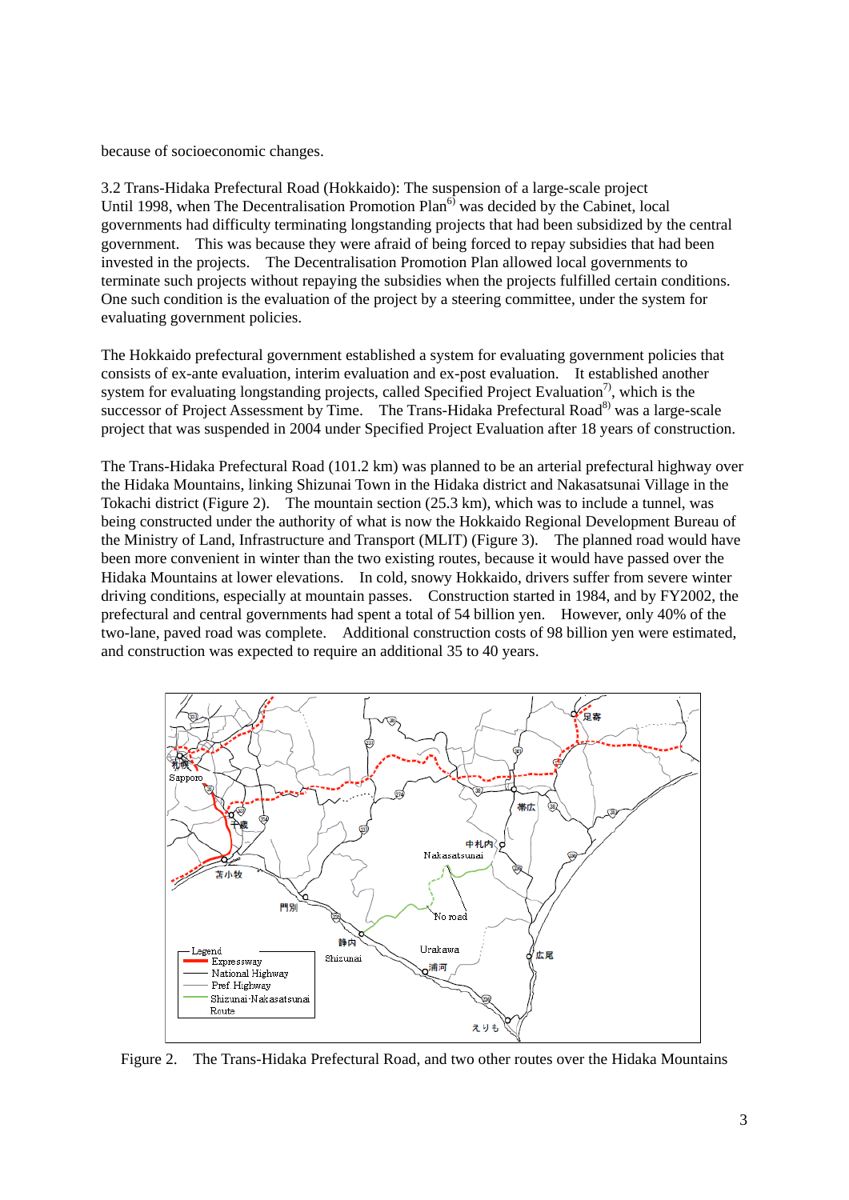because of socioeconomic changes.

3.2 Trans-Hidaka Prefectural Road (Hokkaido): The suspension of a large-scale project

Until 1998, when The Decentralisation Promotion Plan[6] was decided by the Cabinet, local governments had difficulty terminating longstanding projects that had been subsidized by the central government. This was because they were afraid of being forced to repay subsidies that had been invested in the projects. The Decentralisation Promotion Plan allowed local governments to terminate such projects without repaying the subsidies when the projects fulfilled certain conditions. One such condition is the evaluation of the project by a steering committee, under the system for evaluating government policies.

The Hokkaido prefectural government established a system for evaluating government policies that consists of ex-ante evaluation, interim evaluation and ex-post evaluation. It established another system for evaluating longstanding projects, called Specified Project Evaluation[7], which is the successor of Project Assessment by Time. The Trans-Hidaka Prefectural Road[8] was a large-scale project that was suspended in 2004 under Specified Project Evaluation after 18 years of construction.

The Trans-Hidaka Prefectural Road (101.2 km) was planned to be an arterial prefectural highway over the Hidaka Mountains, linking Shizunai Town in the Hidaka district and Nakasatsunai Village in the Tokachi district (Figure 2). The mountain section (25.3 km), which was to include a tunnel, was being constructed under the authority of what is now the Hokkaido Regional Development Bureau of the Ministry of Land, Infrastructure and Transport (MLIT) (Figure 3). The planned road would have been more convenient in winter than the two existing routes, because it would have passed over the Hidaka Mountains at lower elevations. In cold, snowy Hokkaido, drivers suffer from severe winter driving conditions, especially at mountain passes. Construction started in 1984, and by FY2002, the prefectural and central governments had spent a total of 54 billion yen. However, only 40% of the two-lane, paved road was complete. Additional construction costs of 98 billion yen were estimated, and construction was expected to require an additional 35 to 40 years.

Figure 2. The Trans-Hidaka Prefectural Road, and two other routes over the Hidaka Mountains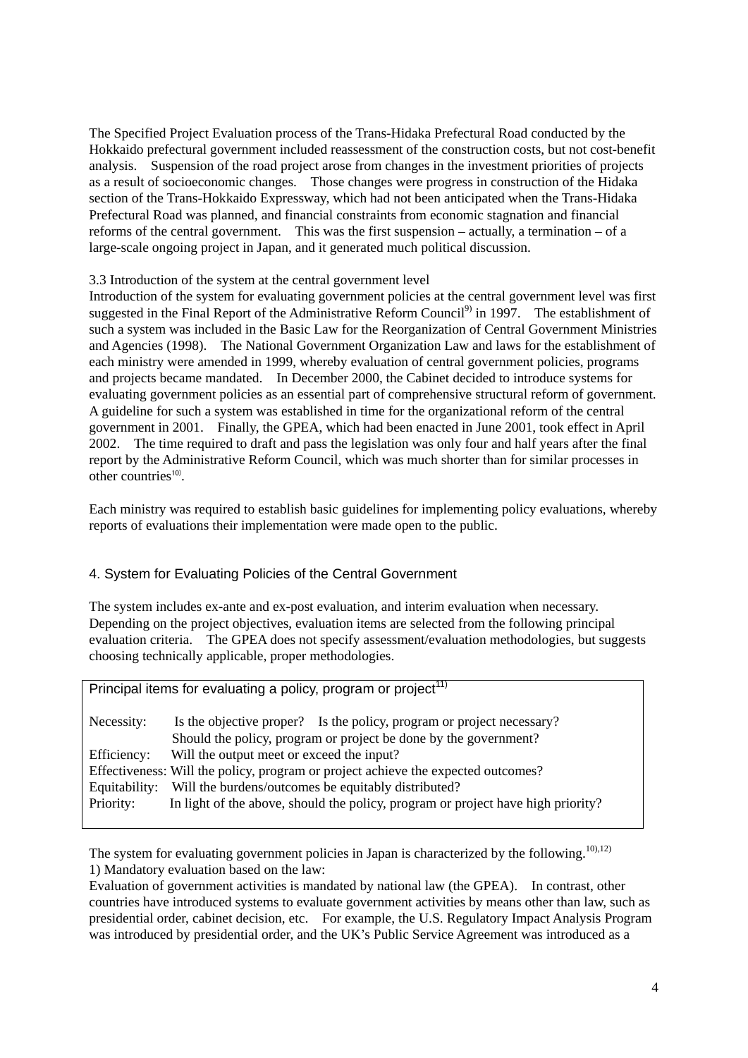The Specified Project Evaluation process of the Trans-Hidaka Prefectural Road conducted by the Hokkaido prefectural government included reassessment of the construction costs, but not cost-benefit analysis. Suspension of the road project arose from changes in the investment priorities of projects as a result of socioeconomic changes. Those changes were progress in construction of the Hidaka section of the Trans-Hokkaido Expressway, which had not been anticipated when the Trans-Hidaka Prefectural Road was planned, and financial constraints from economic stagnation and financial reforms of the central government. This was the first suspension – actually, a termination – of a large-scale ongoing project in Japan, and it generated much political discussion.

### 3.3 Introduction of the system at the central government level

Introduction of the system for evaluating government policies at the central government level was first suggested in the Final Report of the Administrative Reform Council[9] in 1997. The establishment of such a system was included in the Basic Law for the Reorganization of Central Government Ministries and Agencies (1998). The National Government Organization Law and laws for the establishment of each ministry were amended in 1999, whereby evaluation of central government policies, programs and projects became mandated. In December 2000, the Cabinet decided to introduce systems for evaluating government policies as an essential part of comprehensive structural reform of government. A guideline for such a system was established in time for the organizational reform of the central government in 2001. Finally, the GPEA, which had been enacted in June 2001, took effect in April 2002. The time required to draft and pass the legislation was only four and half years after the final report by the Administrative Reform Council, which was much shorter than for similar processes in other countries[10].

Each ministry was required to establish basic guidelines for implementing policy evaluations, whereby reports of evaluations their implementation were made open to the public.

## 4. System for Evaluating Policies of the Central Government

The system includes ex-ante and ex-post evaluation, and interim evaluation when necessary. Depending on the project objectives, evaluation items are selected from the following principal evaluation criteria. The GPEA does not specify assessment/evaluation methodologies, but suggests choosing technically applicable, proper methodologies.

**Principal items for evaluating a policy, program or project[11]**

| | |
|---|---|
| Necessity: | Is the objective proper? Is the policy, program or project necessary? Should the policy, program or project be done by the government? |
| Efficiency: | Will the output meet or exceed the input? |
| Effectiveness: | Will the policy, program or project achieve the expected outcomes? |
| Equitability: | Will the burdens/outcomes be equitably distributed? |
| Priority: | In light of the above, should the policy, program or project have high priority? |

The system for evaluating government policies in Japan is characterized by the following.[10),12)]

1) Mandatory evaluation based on the law:

Evaluation of government activities is mandated by national law (the GPEA). In contrast, other countries have introduced systems to evaluate government activities by means other than law, such as presidential order, cabinet decision, etc. For example, the U.S. Regulatory Impact Analysis Program was introduced by presidential order, and the UK's Public Service Agreement was introduced as a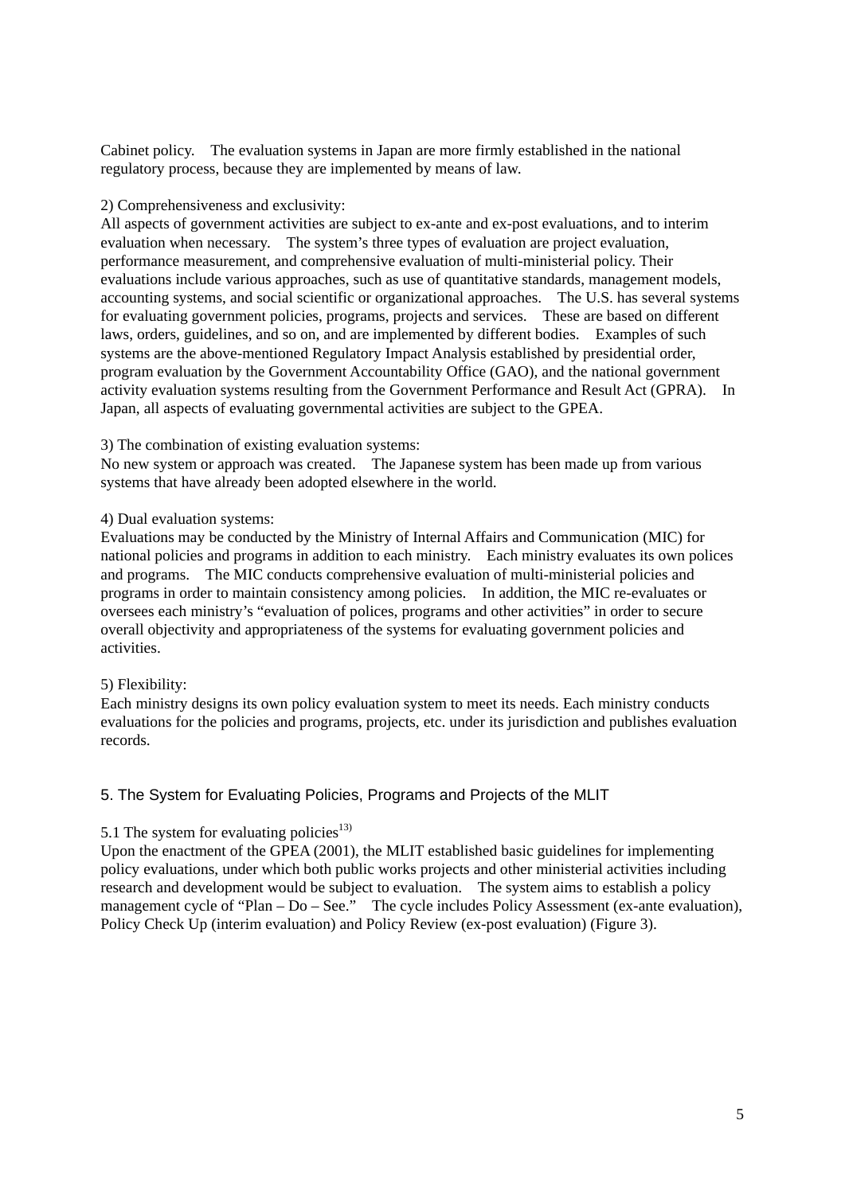Cabinet policy. The evaluation systems in Japan are more firmly established in the national regulatory process, because they are implemented by means of law.

2) Comprehensiveness and exclusivity:
All aspects of government activities are subject to ex-ante and ex-post evaluations, and to interim evaluation when necessary. The system's three types of evaluation are project evaluation, performance measurement, and comprehensive evaluation of multi-ministerial policy. Their evaluations include various approaches, such as use of quantitative standards, management models, accounting systems, and social scientific or organizational approaches. The U.S. has several systems for evaluating government policies, programs, projects and services. These are based on different laws, orders, guidelines, and so on, and are implemented by different bodies. Examples of such systems are the above-mentioned Regulatory Impact Analysis established by presidential order, program evaluation by the Government Accountability Office (GAO), and the national government activity evaluation systems resulting from the Government Performance and Result Act (GPRA). In Japan, all aspects of evaluating governmental activities are subject to the GPEA.

3) The combination of existing evaluation systems:
No new system or approach was created. The Japanese system has been made up from various systems that have already been adopted elsewhere in the world.

4) Dual evaluation systems:
Evaluations may be conducted by the Ministry of Internal Affairs and Communication (MIC) for national policies and programs in addition to each ministry. Each ministry evaluates its own polices and programs. The MIC conducts comprehensive evaluation of multi-ministerial policies and programs in order to maintain consistency among policies. In addition, the MIC re-evaluates or oversees each ministry's "evaluation of polices, programs and other activities" in order to secure overall objectivity and appropriateness of the systems for evaluating government policies and activities.

5) Flexibility:
Each ministry designs its own policy evaluation system to meet its needs. Each ministry conducts evaluations for the policies and programs, projects, etc. under its jurisdiction and publishes evaluation records.

## 5. The System for Evaluating Policies, Programs and Projects of the MLIT

### 5.1 The system for evaluating policies[13)]

Upon the enactment of the GPEA (2001), the MLIT established basic guidelines for implementing policy evaluations, under which both public works projects and other ministerial activities including research and development would be subject to evaluation. The system aims to establish a policy management cycle of "Plan – Do – See." The cycle includes Policy Assessment (ex-ante evaluation), Policy Check Up (interim evaluation) and Policy Review (ex-post evaluation) (Figure 3).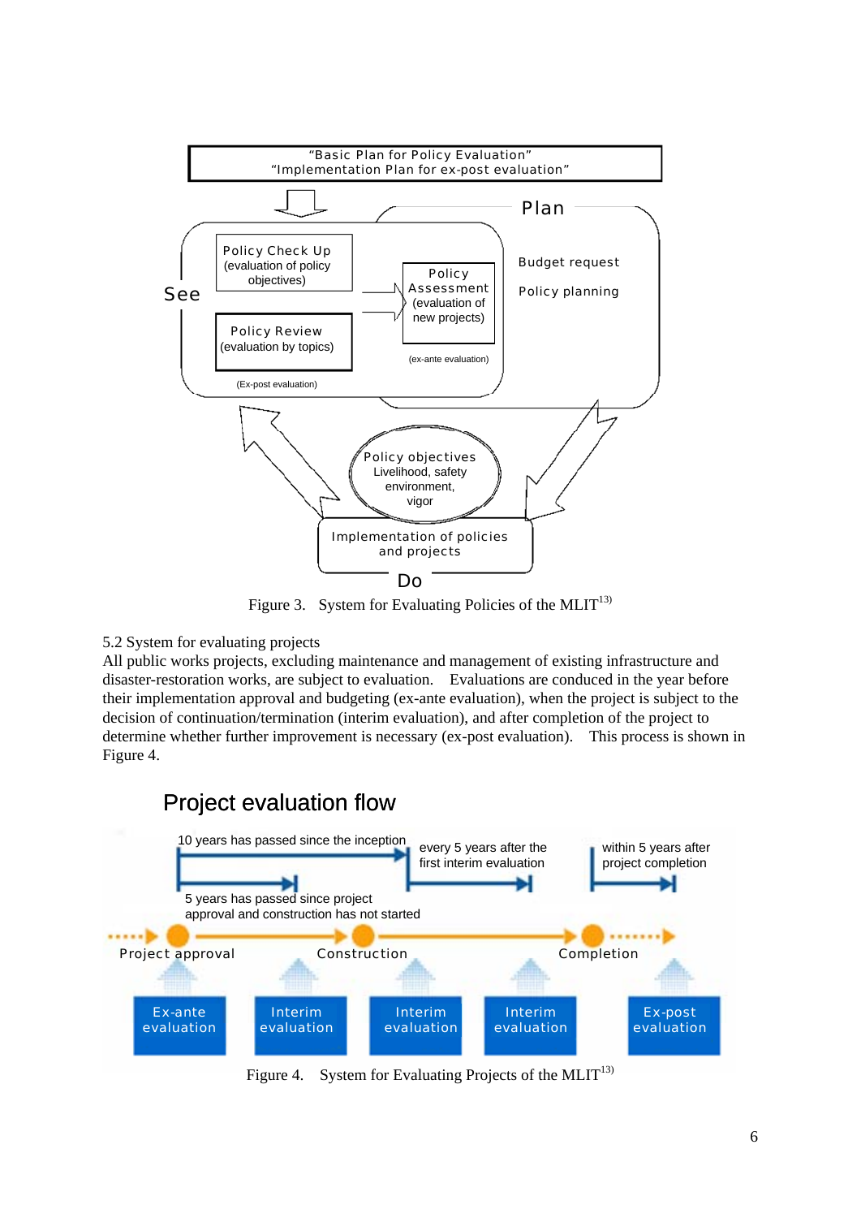Figure 3. System for Evaluating Policies of the MLIT[13)]

5.2 System for evaluating projects

All public works projects, excluding maintenance and management of existing infrastructure and disaster-restoration works, are subject to evaluation. Evaluations are conducted in the year before their implementation approval and budgeting (ex-ante evaluation), when the project is subject to the decision of continuation/termination (interim evaluation), and after completion of the project to determine whether further improvement is necessary (ex-post evaluation). This process is shown in Figure 4.

Figure 4. System for Evaluating Projects of the MLIT[13)]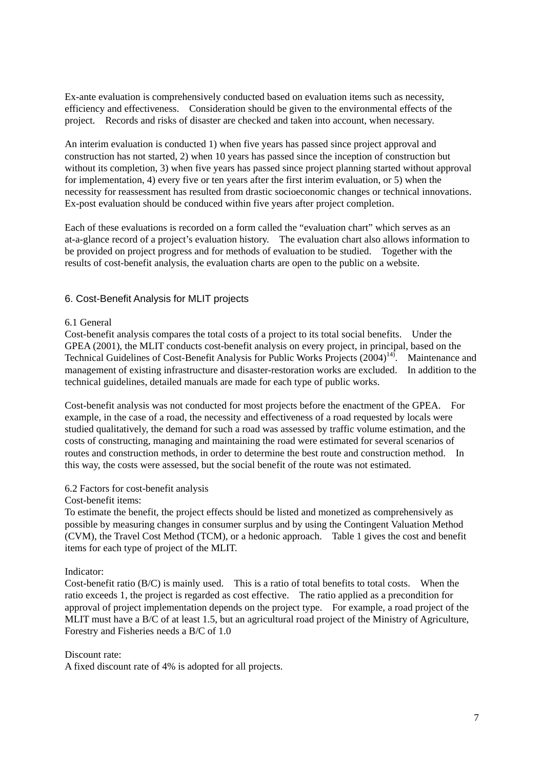Ex-ante evaluation is comprehensively conducted based on evaluation items such as necessity, efficiency and effectiveness. Consideration should be given to the environmental effects of the project. Records and risks of disaster are checked and taken into account, when necessary.

An interim evaluation is conducted 1) when five years has passed since project approval and construction has not started, 2) when 10 years has passed since the inception of construction but without its completion, 3) when five years has passed since project planning started without approval for implementation, 4) every five or ten years after the first interim evaluation, or 5) when the necessity for reassessment has resulted from drastic socioeconomic changes or technical innovations. Ex-post evaluation should be conduced within five years after project completion.

Each of these evaluations is recorded on a form called the "evaluation chart" which serves as an at-a-glance record of a project's evaluation history. The evaluation chart also allows information to be provided on project progress and for methods of evaluation to be studied. Together with the results of cost-benefit analysis, the evaluation charts are open to the public on a website.

## 6. Cost-Benefit Analysis for MLIT projects

### 6.1 General

Cost-benefit analysis compares the total costs of a project to its total social benefits. Under the GPEA (2001), the MLIT conducts cost-benefit analysis on every project, in principal, based on the Technical Guidelines of Cost-Benefit Analysis for Public Works Projects (2004)[14). Maintenance and management of existing infrastructure and disaster-restoration works are excluded. In addition to the technical guidelines, detailed manuals are made for each type of public works.

Cost-benefit analysis was not conducted for most projects before the enactment of the GPEA. For example, in the case of a road, the necessity and effectiveness of a road requested by locals were studied qualitatively, the demand for such a road was assessed by traffic volume estimation, and the costs of constructing, managing and maintaining the road were estimated for several scenarios of routes and construction methods, in order to determine the best route and construction method. In this way, the costs were assessed, but the social benefit of the route was not estimated.

### 6.2 Factors for cost-benefit analysis

Cost-benefit items:

To estimate the benefit, the project effects should be listed and monetized as comprehensively as possible by measuring changes in consumer surplus and by using the Contingent Valuation Method (CVM), the Travel Cost Method (TCM), or a hedonic approach. Table 1 gives the cost and benefit items for each type of project of the MLIT.

Indicator:

Cost-benefit ratio (B/C) is mainly used. This is a ratio of total benefits to total costs. When the ratio exceeds 1, the project is regarded as cost effective. The ratio applied as a precondition for approval of project implementation depends on the project type. For example, a road project of the MLIT must have a B/C of at least 1.5, but an agricultural road project of the Ministry of Agriculture, Forestry and Fisheries needs a B/C of 1.0

Discount rate:

A fixed discount rate of 4% is adopted for all projects.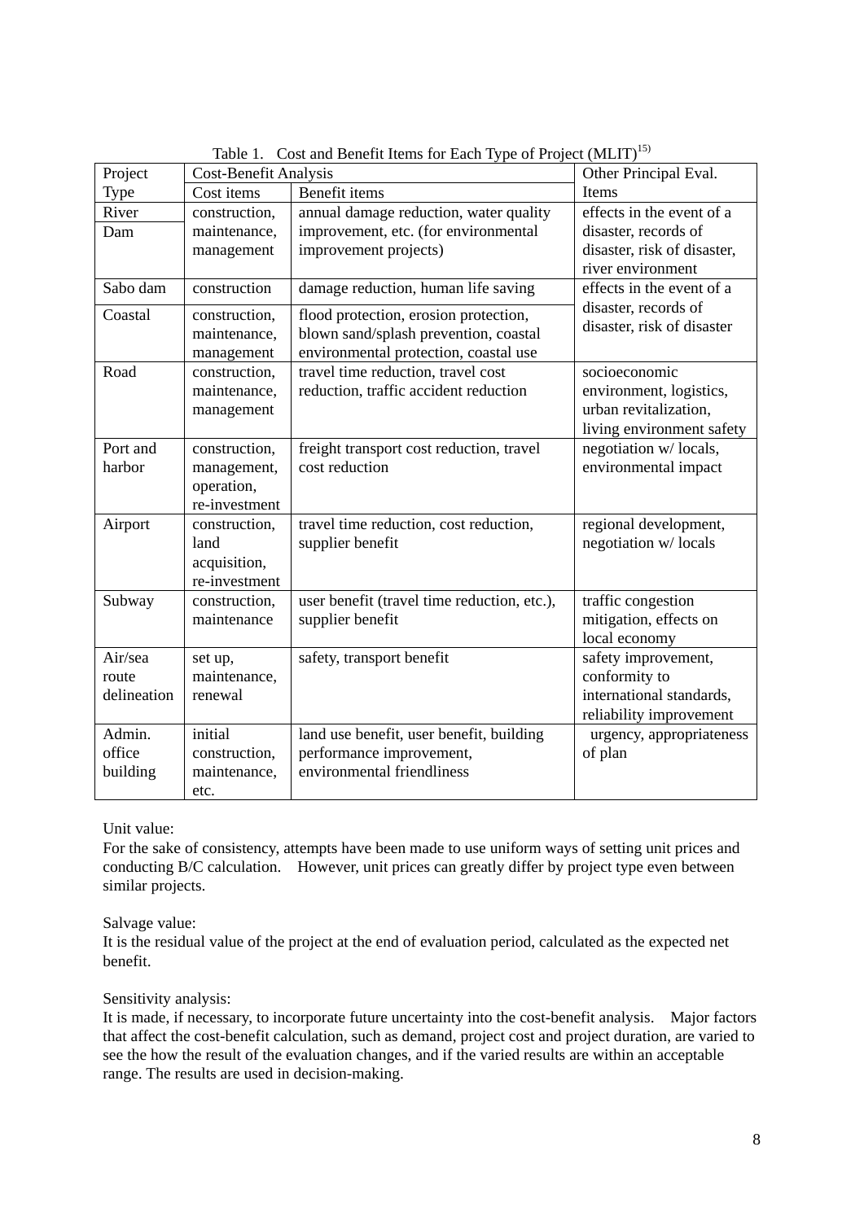Table 1. Cost and Benefit Items for Each Type of Project (MLIT)[15]

| Project Type | Cost-Benefit Analysis | | Other Principal Eval. Items |
|---|---|---|---|
| | Cost items | Benefit items | |
| River | construction, maintenance, management | annual damage reduction, water quality improvement, etc. (for environmental improvement projects) | effects in the event of a disaster, records of disaster, risk of disaster, river environment |
| Dam | | | |
| Sabo dam | construction | damage reduction, human life saving | effects in the event of a disaster, records of disaster, risk of disaster |
| Coastal | construction, maintenance, management | flood protection, erosion protection, blown sand/splash prevention, coastal environmental protection, coastal use | |
| Road | construction, maintenance, management | travel time reduction, travel cost reduction, traffic accident reduction | socioeconomic environment, logistics, urban revitalization, living environment safety |
| Port and harbor | construction, management, operation, re-investment | freight transport cost reduction, travel cost reduction | negotiation w/ locals, environmental impact |
| Airport | construction, land acquisition, re-investment | travel time reduction, cost reduction, supplier benefit | regional development, negotiation w/ locals |
| Subway | construction, maintenance | user benefit (travel time reduction, etc.), supplier benefit | traffic congestion mitigation, effects on local economy |
| Air/sea route delineation | set up, maintenance, renewal | safety, transport benefit | safety improvement, conformity to international standards, reliability improvement |
| Admin. office building | initial construction, maintenance, etc. | land use benefit, user benefit, building performance improvement, environmental friendliness | urgency, appropriateness of plan |

Unit value:
For the sake of consistency, attempts have been made to use uniform ways of setting unit prices and conducting B/C calculation. However, unit prices can greatly differ by project type even between similar projects.

Salvage value:
It is the residual value of the project at the end of evaluation period, calculated as the expected net benefit.

Sensitivity analysis:
It is made, if necessary, to incorporate future uncertainty into the cost-benefit analysis. Major factors that affect the cost-benefit calculation, such as demand, project cost and project duration, are varied to see the how the result of the evaluation changes, and if the varied results are within an acceptable range. The results are used in decision-making.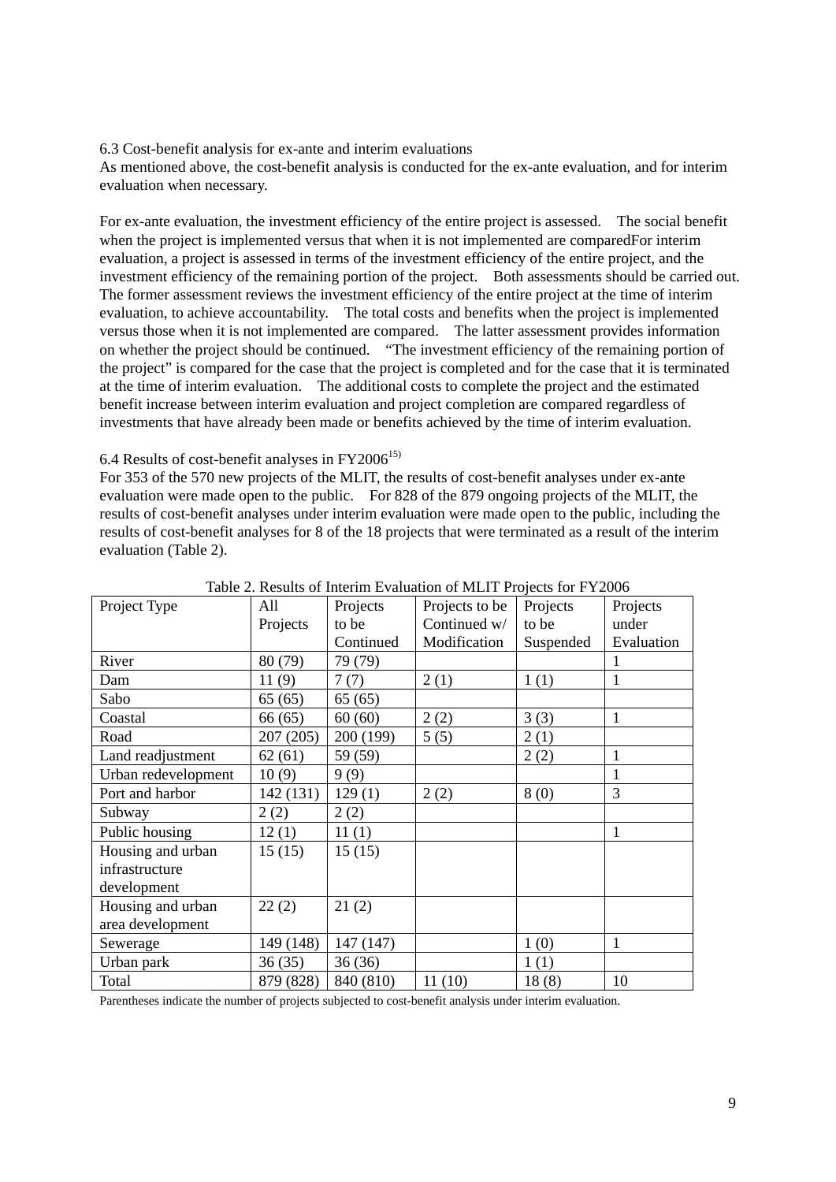### 6.3 Cost-benefit analysis for ex-ante and interim evaluations

As mentioned above, the cost-benefit analysis is conducted for the ex-ante evaluation, and for interim evaluation when necessary.

For ex-ante evaluation, the investment efficiency of the entire project is assessed. The social benefit when the project is implemented versus that when it is not implemented are comparedFor interim evaluation, a project is assessed in terms of the investment efficiency of the entire project, and the investment efficiency of the remaining portion of the project. Both assessments should be carried out. The former assessment reviews the investment efficiency of the entire project at the time of interim evaluation, to achieve accountability. The total costs and benefits when the project is implemented versus those when it is not implemented are compared. The latter assessment provides information on whether the project should be continued. "The investment efficiency of the remaining portion of the project" is compared for the case that the project is completed and for the case that it is terminated at the time of interim evaluation. The additional costs to complete the project and the estimated benefit increase between interim evaluation and project completion are compared regardless of investments that have already been made or benefits achieved by the time of interim evaluation.

### 6.4 Results of cost-benefit analyses in FY2006[15)]

For 353 of the 570 new projects of the MLIT, the results of cost-benefit analyses under ex-ante evaluation were made open to the public. For 828 of the 879 ongoing projects of the MLIT, the results of cost-benefit analyses under interim evaluation were made open to the public, including the results of cost-benefit analyses for 8 of the 18 projects that were terminated as a result of the interim evaluation (Table 2).

Table 2. Results of Interim Evaluation of MLIT Projects for FY2006

| Project Type | All Projects | Projects to be Continued | Projects to be Continued w/ Modification | Projects to be Suspended | Projects under Evaluation |
|---|---|---|---|---|---|
| River | 80 (79) | 79 (79) | | | 1 |
| Dam | 11 (9) | 7 (7) | 2 (1) | 1 (1) | 1 |
| Sabo | 65 (65) | 65 (65) | | | |
| Coastal | 66 (65) | 60 (60) | 2 (2) | 3 (3) | 1 |
| Road | 207 (205) | 200 (199) | 5 (5) | 2 (1) | |
| Land readjustment | 62 (61) | 59 (59) | | 2 (2) | 1 |
| Urban redevelopment | 10 (9) | 9 (9) | | | 1 |
| Port and harbor | 142 (131) | 129 (1) | 2 (2) | 8 (0) | 3 |
| Subway | 2 (2) | 2 (2) | | | |
| Public housing | 12 (1) | 11 (1) | | | 1 |
| Housing and urban infrastructure development | 15 (15) | 15 (15) | | | |
| Housing and urban area development | 22 (2) | 21 (2) | | | |
| Sewerage | 149 (148) | 147 (147) | | 1 (0) | 1 |
| Urban park | 36 (35) | 36 (36) | | 1 (1) | |
| Total | 879 (828) | 840 (810) | 11 (10) | 18 (8) | 10 |

Parentheses indicate the number of projects subjected to cost-benefit analysis under interim evaluation.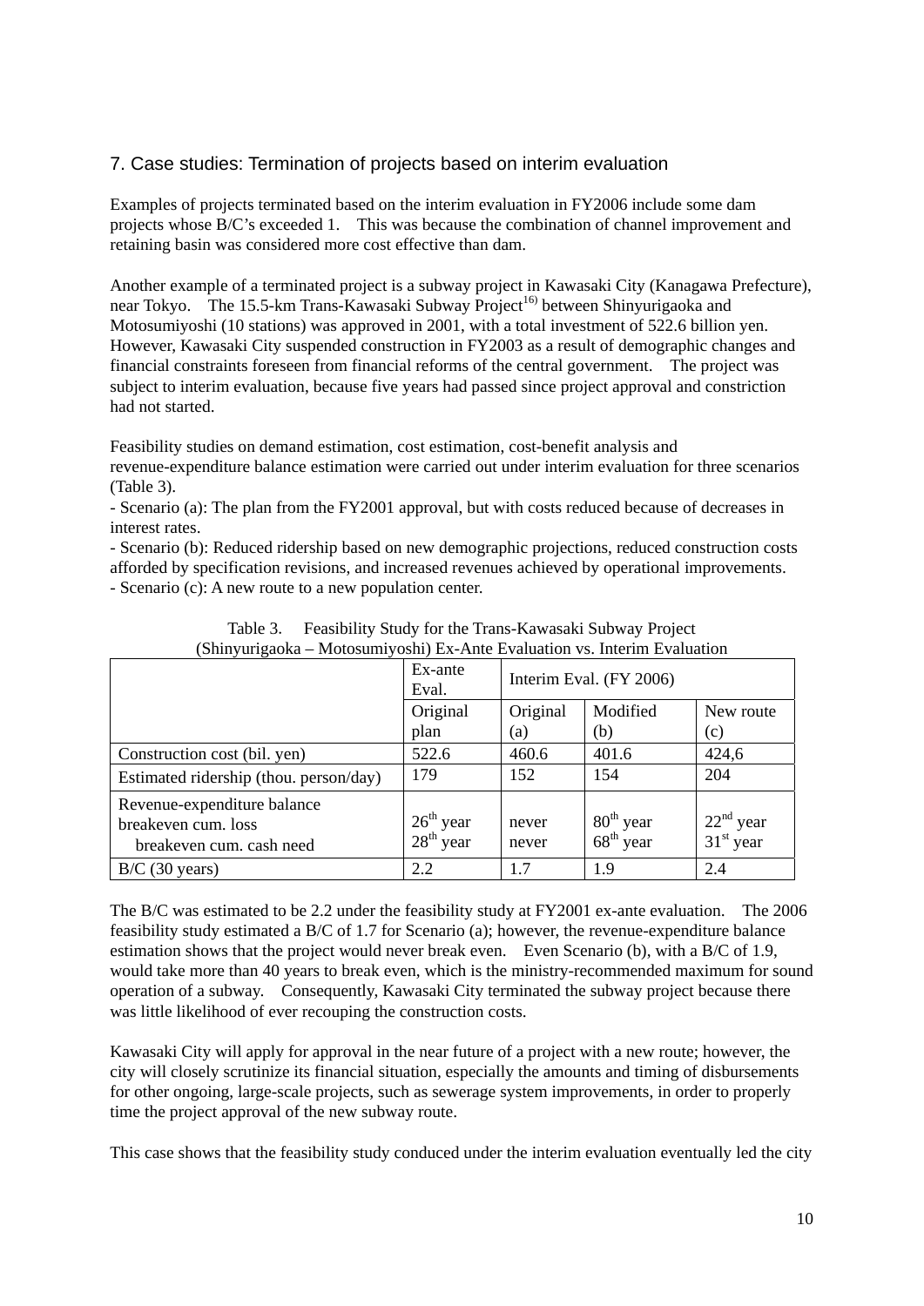## 7. Case studies: Termination of projects based on interim evaluation

Examples of projects terminated based on the interim evaluation in FY2006 include some dam projects whose B/C's exceeded 1. This was because the combination of channel improvement and retaining basin was considered more cost effective than dam.

Another example of a terminated project is a subway project in Kawasaki City (Kanagawa Prefecture), near Tokyo. The 15.5-km Trans-Kawasaki Subway Project[16] between Shinyurigaoka and Motosumiyoshi (10 stations) was approved in 2001, with a total investment of 522.6 billion yen. However, Kawasaki City suspended construction in FY2003 as a result of demographic changes and financial constraints foreseen from financial reforms of the central government. The project was subject to interim evaluation, because five years had passed since project approval and constriction had not started.

Feasibility studies on demand estimation, cost estimation, cost-benefit analysis and revenue-expenditure balance estimation were carried out under interim evaluation for three scenarios (Table 3).

- Scenario (a): The plan from the FY2001 approval, but with costs reduced because of decreases in interest rates.
- Scenario (b): Reduced ridership based on new demographic projections, reduced construction costs afforded by specification revisions, and increased revenues achieved by operational improvements.
- Scenario (c): A new route to a new population center.

Table 3. Feasibility Study for the Trans-Kawasaki Subway Project (Shinyurigaoka – Motosumiyoshi) Ex-Ante Evaluation vs. Interim Evaluation

| | Ex-ante Eval. | Interim Eval. (FY 2006) | | |
|---|---|---|---|---|
| | Original plan | Original (a) | Modified (b) | New route (c) |
| Construction cost (bil. yen) | 522.6 | 460.6 | 401.6 | 424,6 |
| Estimated ridership (thou. person/day) | 179 | 152 | 154 | 204 |
| Revenue-expenditure balance<br>breakeven cum. loss<br>breakeven cum. cash need | <br>26th year<br>28th year | <br>never<br>never | <br>80th year<br>68th year | <br>22nd year<br>31st year |
| B/C (30 years) | 2.2 | 1.7 | 1.9 | 2.4 |

The B/C was estimated to be 2.2 under the feasibility study at FY2001 ex-ante evaluation. The 2006 feasibility study estimated a B/C of 1.7 for Scenario (a); however, the revenue-expenditure balance estimation shows that the project would never break even. Even Scenario (b), with a B/C of 1.9, would take more than 40 years to break even, which is the ministry-recommended maximum for sound operation of a subway. Consequently, Kawasaki City terminated the subway project because there was little likelihood of ever recouping the construction costs.

Kawasaki City will apply for approval in the near future of a project with a new route; however, the city will closely scrutinize its financial situation, especially the amounts and timing of disbursements for other ongoing, large-scale projects, such as sewerage system improvements, in order to properly time the project approval of the new subway route.

This case shows that the feasibility study conduced under the interim evaluation eventually led the city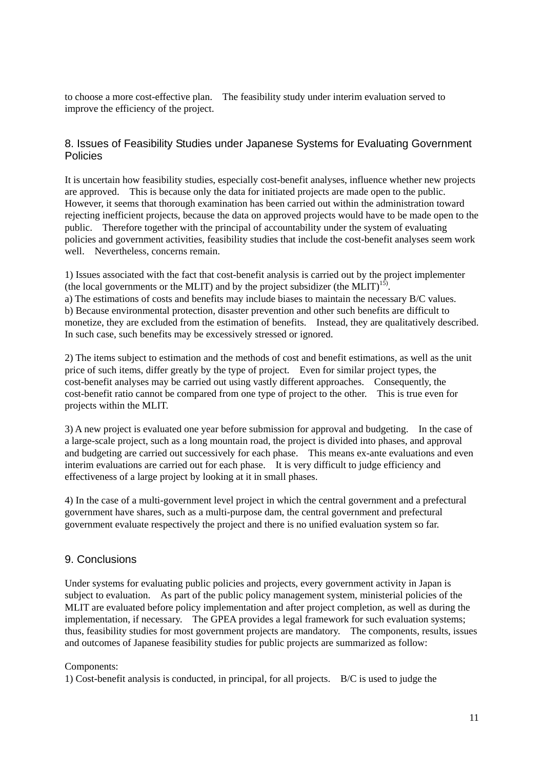to choose a more cost-effective plan. The feasibility study under interim evaluation served to improve the efficiency of the project.

## 8. Issues of Feasibility Studies under Japanese Systems for Evaluating Government Policies

It is uncertain how feasibility studies, especially cost-benefit analyses, influence whether new projects are approved. This is because only the data for initiated projects are made open to the public. However, it seems that thorough examination has been carried out within the administration toward rejecting inefficient projects, because the data on approved projects would have to be made open to the public. Therefore together with the principal of accountability under the system of evaluating policies and government activities, feasibility studies that include the cost-benefit analyses seem work well. Nevertheless, concerns remain.

1) Issues associated with the fact that cost-benefit analysis is carried out by the project implementer (the local governments or the MLIT) and by the project subsidizer (the MLIT)[15].
a) The estimations of costs and benefits may include biases to maintain the necessary B/C values.
b) Because environmental protection, disaster prevention and other such benefits are difficult to monetize, they are excluded from the estimation of benefits. Instead, they are qualitatively described. In such case, such benefits may be excessively stressed or ignored.

2) The items subject to estimation and the methods of cost and benefit estimations, as well as the unit price of such items, differ greatly by the type of project. Even for similar project types, the cost-benefit analyses may be carried out using vastly different approaches. Consequently, the cost-benefit ratio cannot be compared from one type of project to the other. This is true even for projects within the MLIT.

3) A new project is evaluated one year before submission for approval and budgeting. In the case of a large-scale project, such as a long mountain road, the project is divided into phases, and approval and budgeting are carried out successively for each phase. This means ex-ante evaluations and even interim evaluations are carried out for each phase. It is very difficult to judge efficiency and effectiveness of a large project by looking at it in small phases.

4) In the case of a multi-government level project in which the central government and a prefectural government have shares, such as a multi-purpose dam, the central government and prefectural government evaluate respectively the project and there is no unified evaluation system so far.

## 9. Conclusions

Under systems for evaluating public policies and projects, every government activity in Japan is subject to evaluation. As part of the public policy management system, ministerial policies of the MLIT are evaluated before policy implementation and after project completion, as well as during the implementation, if necessary. The GPEA provides a legal framework for such evaluation systems; thus, feasibility studies for most government projects are mandatory. The components, results, issues and outcomes of Japanese feasibility studies for public projects are summarized as follow:

Components:
1) Cost-benefit analysis is conducted, in principal, for all projects. B/C is used to judge the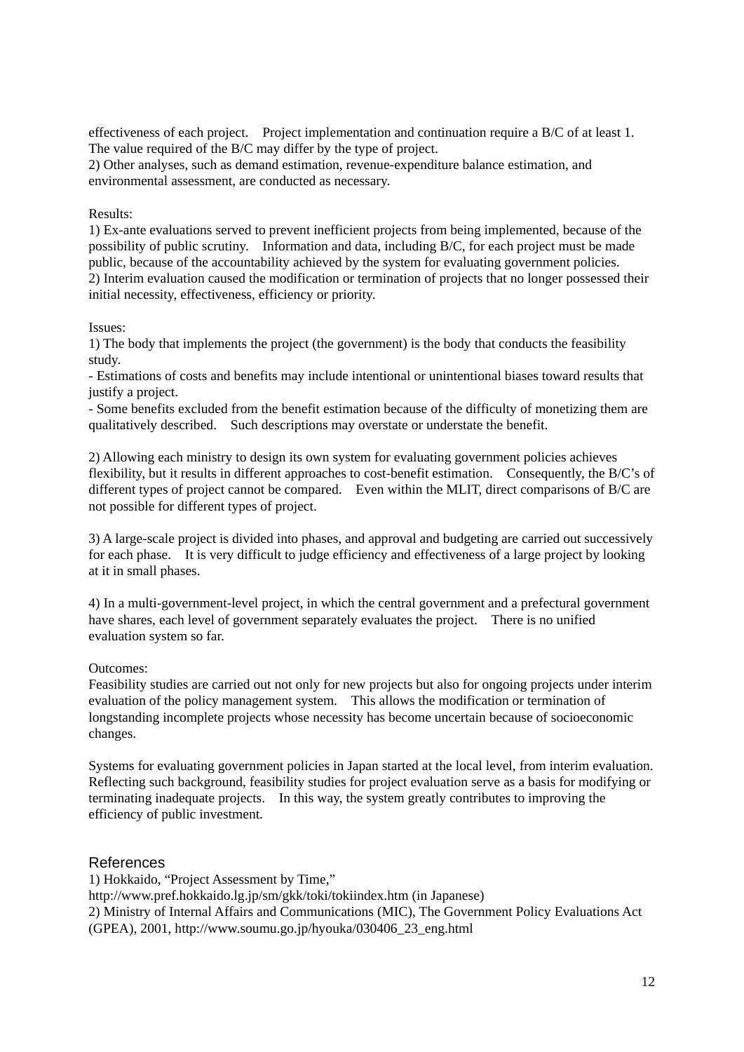effectiveness of each project. Project implementation and continuation require a B/C of at least 1. The value required of the B/C may differ by the type of project.
2) Other analyses, such as demand estimation, revenue-expenditure balance estimation, and environmental assessment, are conducted as necessary.

Results:
1) Ex-ante evaluations served to prevent inefficient projects from being implemented, because of the possibility of public scrutiny. Information and data, including B/C, for each project must be made public, because of the accountability achieved by the system for evaluating government policies.
2) Interim evaluation caused the modification or termination of projects that no longer possessed their initial necessity, effectiveness, efficiency or priority.

Issues:
1) The body that implements the project (the government) is the body that conducts the feasibility study.
- Estimations of costs and benefits may include intentional or unintentional biases toward results that justify a project.
- Some benefits excluded from the benefit estimation because of the difficulty of monetizing them are qualitatively described. Such descriptions may overstate or understate the benefit.

2) Allowing each ministry to design its own system for evaluating government policies achieves flexibility, but it results in different approaches to cost-benefit estimation. Consequently, the B/C's of different types of project cannot be compared. Even within the MLIT, direct comparisons of B/C are not possible for different types of project.

3) A large-scale project is divided into phases, and approval and budgeting are carried out successively for each phase. It is very difficult to judge efficiency and effectiveness of a large project by looking at it in small phases.

4) In a multi-government-level project, in which the central government and a prefectural government have shares, each level of government separately evaluates the project. There is no unified evaluation system so far.

Outcomes:
Feasibility studies are carried out not only for new projects but also for ongoing projects under interim evaluation of the policy management system. This allows the modification or termination of longstanding incomplete projects whose necessity has become uncertain because of socioeconomic changes.

Systems for evaluating government policies in Japan started at the local level, from interim evaluation. Reflecting such background, feasibility studies for project evaluation serve as a basis for modifying or terminating inadequate projects. In this way, the system greatly contributes to improving the efficiency of public investment.

## References

1) Hokkaido, "Project Assessment by Time,"
http://www.pref.hokkaido.lg.jp/sm/gkk/toki/tokiindex.htm (in Japanese)
2) Ministry of Internal Affairs and Communications (MIC), The Government Policy Evaluations Act (GPEA), 2001, http://www.soumu.go.jp/hyouka/030406_23_eng.html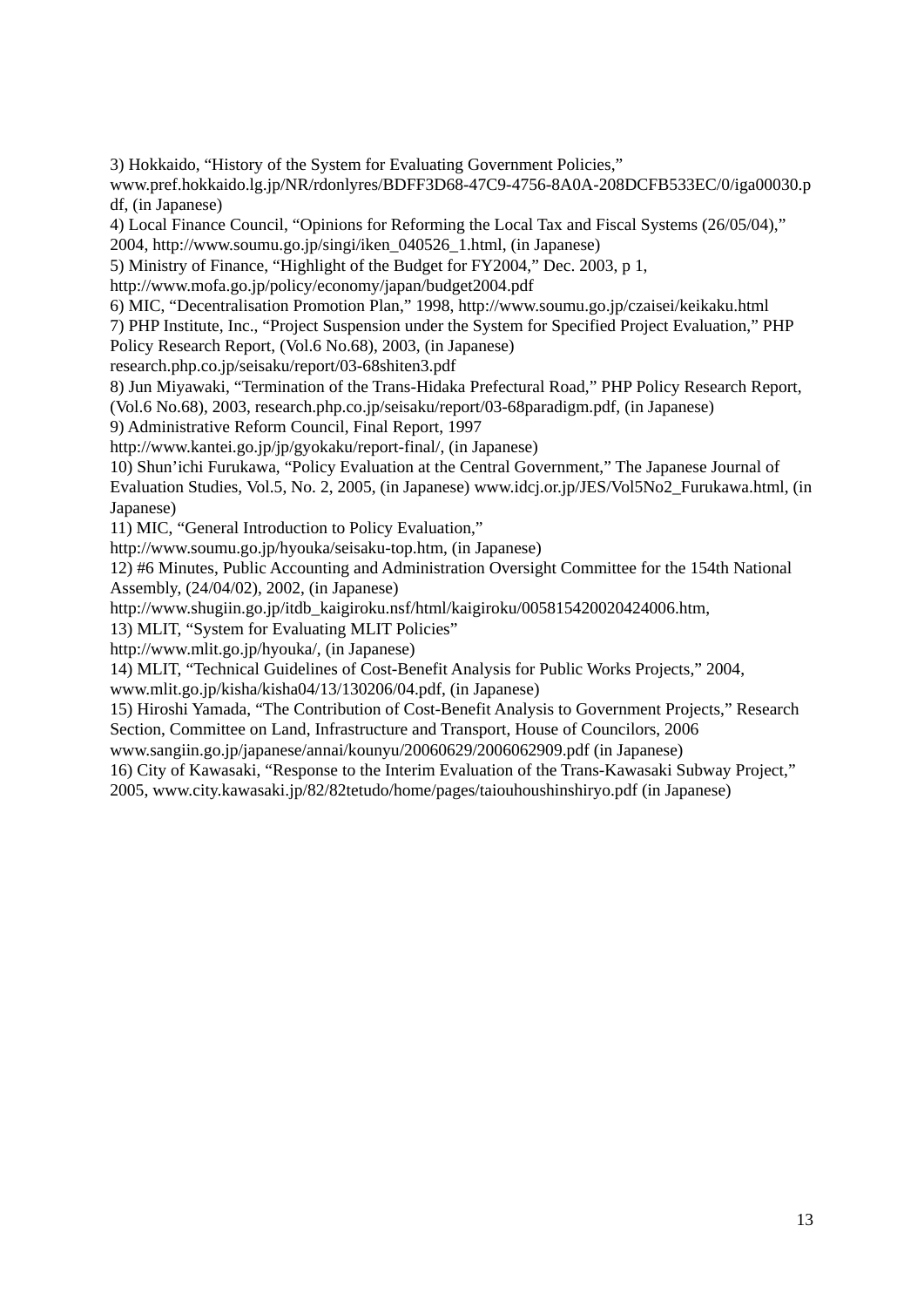3) Hokkaido, “History of the System for Evaluating Government Policies,” www.pref.hokkaido.lg.jp/NR/rdonlyres/BDFF3D68-47C9-4756-8A0A-208DCFB533EC/0/iga00030.pdf, (in Japanese)

4) Local Finance Council, “Opinions for Reforming the Local Tax and Fiscal Systems (26/05/04),” 2004, http://www.soumu.go.jp/singi/iken_040526_1.html, (in Japanese)

5) Ministry of Finance, “Highlight of the Budget for FY2004,” Dec. 2003, p 1, http://www.mofa.go.jp/policy/economy/japan/budget2004.pdf

6) MIC, “Decentralisation Promotion Plan,” 1998, http://www.soumu.go.jp/czaisei/keikaku.html

7) PHP Institute, Inc., “Project Suspension under the System for Specified Project Evaluation,” PHP Policy Research Report, (Vol.6 No.68), 2003, (in Japanese) research.php.co.jp/seisaku/report/03-68shiten3.pdf

8) Jun Miyawaki, “Termination of the Trans-Hidaka Prefectural Road,” PHP Policy Research Report, (Vol.6 No.68), 2003, research.php.co.jp/seisaku/report/03-68paradigm.pdf, (in Japanese)

9) Administrative Reform Council, Final Report, 1997 http://www.kantei.go.jp/jp/gyokaku/report-final/, (in Japanese)

10) Shun’ichi Furukawa, “Policy Evaluation at the Central Government,” The Japanese Journal of Evaluation Studies, Vol.5, No. 2, 2005, (in Japanese) www.idcj.or.jp/JES/Vol5No2_Furukawa.html, (in Japanese)

11) MIC, “General Introduction to Policy Evaluation,” http://www.soumu.go.jp/hyouka/seisaku-top.htm, (in Japanese)

12) #6 Minutes, Public Accounting and Administration Oversight Committee for the 154th National Assembly, (24/04/02), 2002, (in Japanese) http://www.shugiin.go.jp/itdb_kaigiroku.nsf/html/kaigiroku/005815420020424006.htm,

13) MLIT, “System for Evaluating MLIT Policies” http://www.mlit.go.jp/hyouka/, (in Japanese)

14) MLIT, “Technical Guidelines of Cost-Benefit Analysis for Public Works Projects,” 2004, www.mlit.go.jp/kisha/kisha04/13/130206/04.pdf, (in Japanese)

15) Hiroshi Yamada, “The Contribution of Cost-Benefit Analysis to Government Projects,” Research Section, Committee on Land, Infrastructure and Transport, House of Councilors, 2006 www.sangiin.go.jp/japanese/annai/kounyu/20060629/2006062909.pdf (in Japanese)

16) City of Kawasaki, “Response to the Interim Evaluation of the Trans-Kawasaki Subway Project,” 2005, www.city.kawasaki.jp/82/82tetudo/home/pages/taiouhoushinshiryo.pdf (in Japanese)